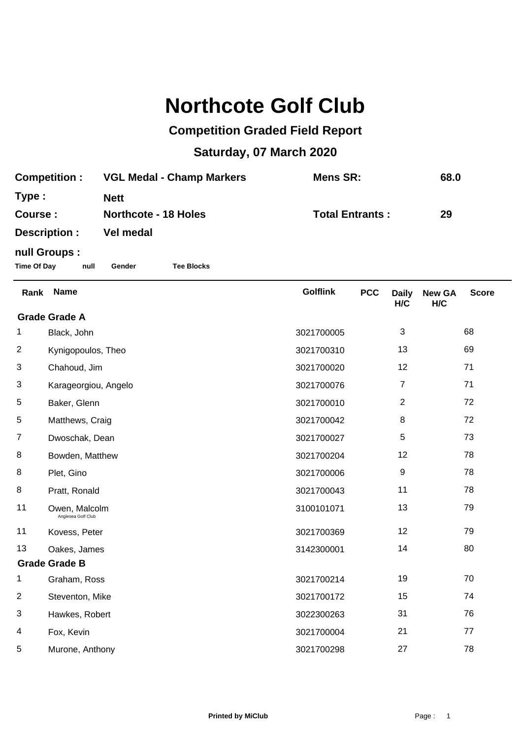# Northcote Golf Club

## Competition Graded Field Report

## Saturday, 07 March 2020

| | | | |
|---|---|---|---|
| **Competition :** | **VGL Medal - Champ Markers** | **Mens SR:** | **68.0** |
| **Type :** | **Nett** | | |
| **Course :** | **Northcote - 18 Holes** | **Total Entrants :** | **29** |
| **Description :** | **Vel medal** | | |

**null Groups :**

**Time Of Day** **null** **Gender** **Tee Blocks**

| Rank | Name | Golflink | PCC | Daily H/C | New GA H/C | Score |
|---|---|---|---|---|---|---|
| **Grade Grade A** | | | | | | |
| 1 | Black, John | 3021700005 | | 3 | | 68 |
| 2 | Kynigopoulos, Theo | 3021700310 | | 13 | | 69 |
| 3 | Chahoud, Jim | 3021700020 | | 12 | | 71 |
| 3 | Karageorgiou, Angelo | 3021700076 | | 7 | | 71 |
| 5 | Baker, Glenn | 3021700010 | | 2 | | 72 |
| 5 | Matthews, Craig | 3021700042 | | 8 | | 72 |
| 7 | Dwoschak, Dean | 3021700027 | | 5 | | 73 |
| 8 | Bowden, Matthew | 3021700204 | | 12 | | 78 |
| 8 | Plet, Gino | 3021700006 | | 9 | | 78 |
| 8 | Pratt, Ronald | 3021700043 | | 11 | | 78 |
| 11 | Owen, Malcolm (Anglesea Golf Club) | 3100101071 | | 13 | | 79 |
| 11 | Kovess, Peter | 3021700369 | | 12 | | 79 |
| 13 | Oakes, James | 3142300001 | | 14 | | 80 |
| **Grade Grade B** | | | | | | |
| 1 | Graham, Ross | 3021700214 | | 19 | | 70 |
| 2 | Steventon, Mike | 3021700172 | | 15 | | 74 |
| 3 | Hawkes, Robert | 3022300263 | | 31 | | 76 |
| 4 | Fox, Kevin | 3021700004 | | 21 | | 77 |
| 5 | Murone, Anthony | 3021700298 | | 27 | | 78 |

Printed by MiClub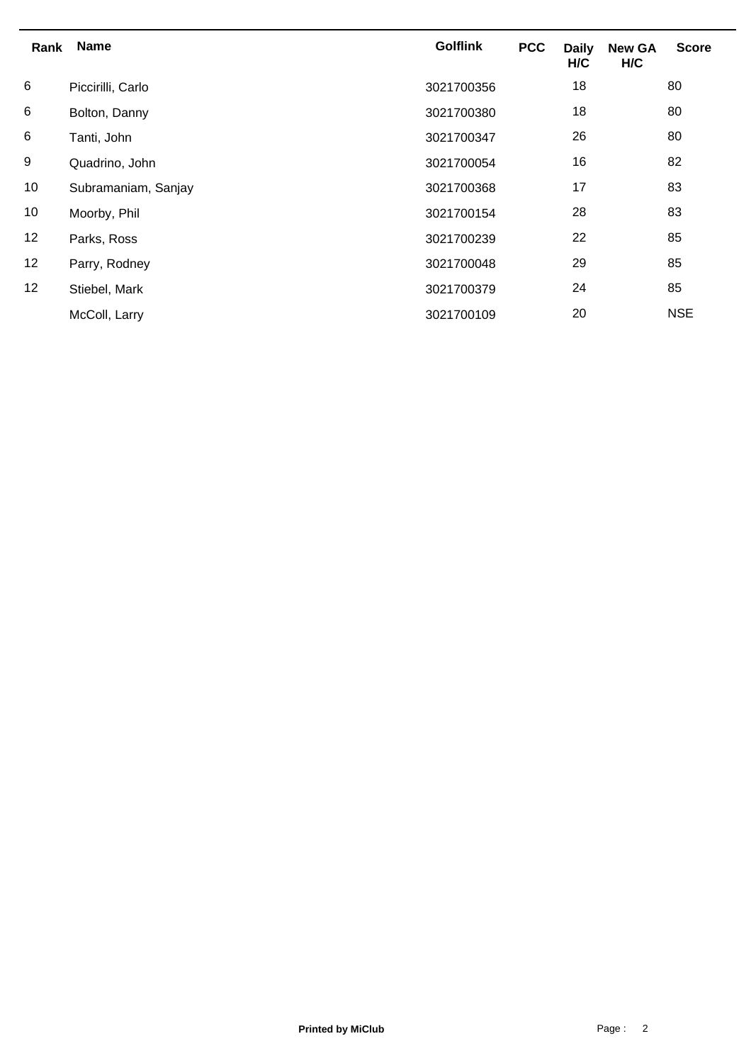| Rank | Name | Golflink | PCC | Daily H/C | New GA H/C | Score |
|---|---|---|---|---|---|---|
| 6 | Piccirilli, Carlo | 3021700356 | | 18 | | 80 |
| 6 | Bolton, Danny | 3021700380 | | 18 | | 80 |
| 6 | Tanti, John | 3021700347 | | 26 | | 80 |
| 9 | Quadrino, John | 3021700054 | | 16 | | 82 |
| 10 | Subramaniam, Sanjay | 3021700368 | | 17 | | 83 |
| 10 | Moorby, Phil | 3021700154 | | 28 | | 83 |
| 12 | Parks, Ross | 3021700239 | | 22 | | 85 |
| 12 | Parry, Rodney | 3021700048 | | 29 | | 85 |
| 12 | Stiebel, Mark | 3021700379 | | 24 | | 85 |
| | McColl, Larry | 3021700109 | | 20 | | NSE |

**Printed by MiClub**